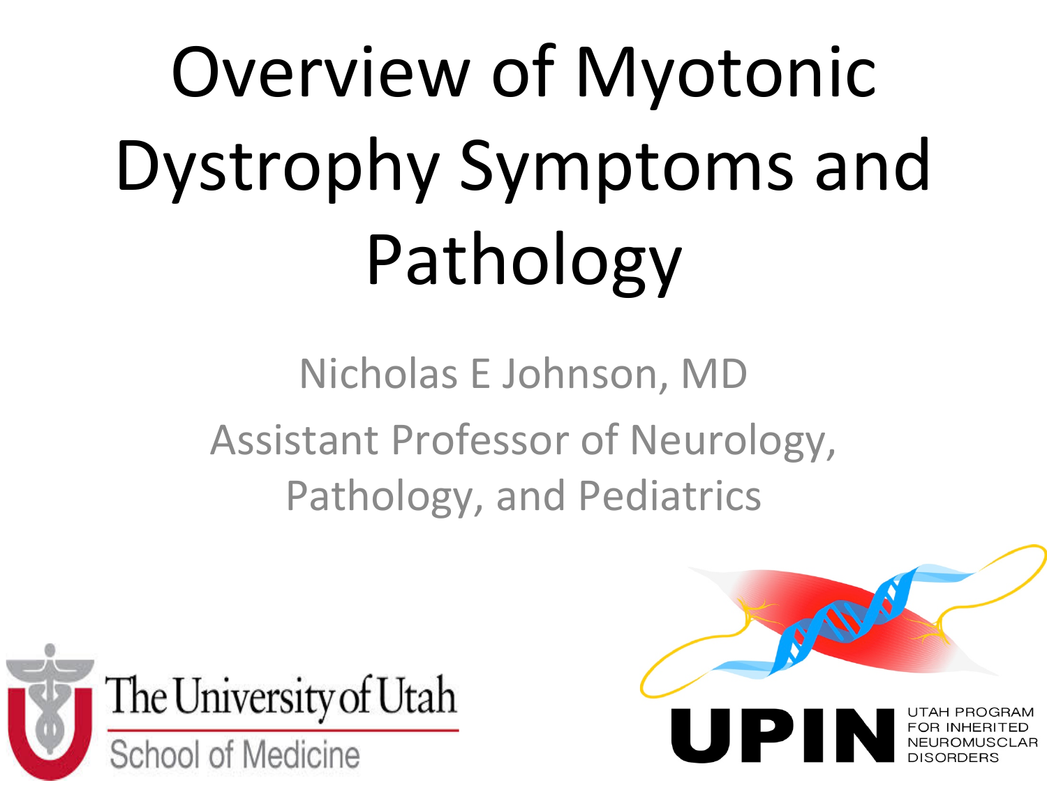# Overview of Myotonic Dystrophy Symptoms and Pathology

Nicholas E Johnson, MD

Assistant Professor of Neurology, Pathology, and Pediatrics

The University of Utah School of Medicine

UPIN UTAH PROGRAM FOR INHERITED NEUROMUSCLAR DISORDERS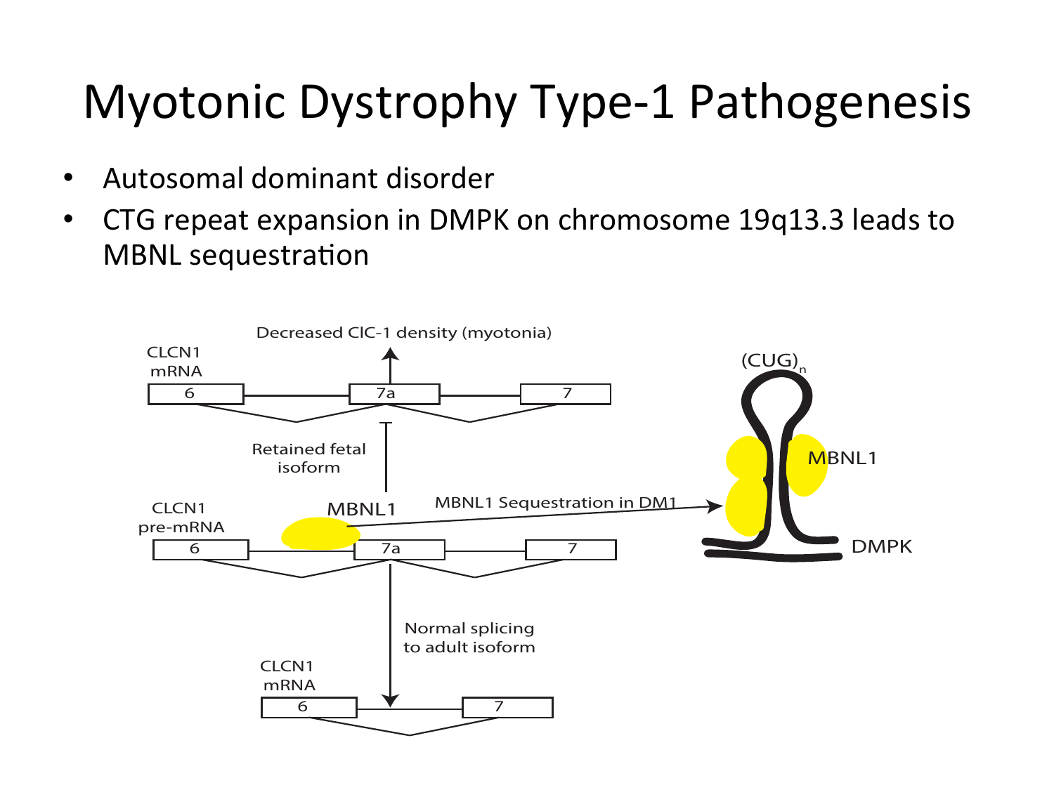# Myotonic Dystrophy Type-1 Pathogenesis

- Autosomal dominant disorder
- CTG repeat expansion in DMPK on chromosome 19q13.3 leads to MBNL sequestration

Decreased ClC-1 density (myotonia)

CLCN1 mRNA

6 — 7a — 7

Retained fetal isoform

MBNL1

MBNL1 Sequestration in DM1

$(CUG)_n$

MBNL1

DMPK

CLCN1 pre-mRNA

6 — 7a — 7

Normal splicing to adult isoform

CLCN1 mRNA

6 — 7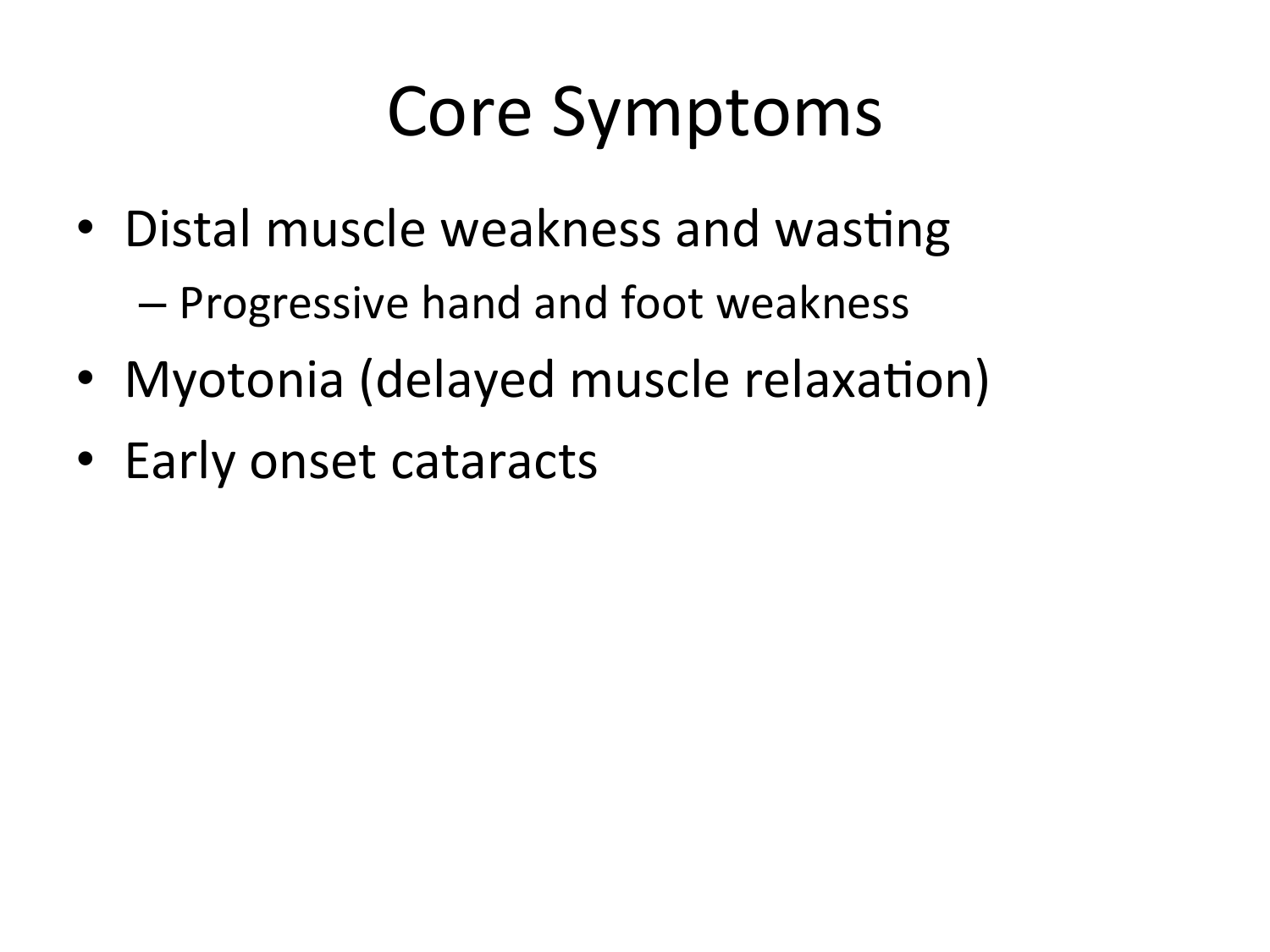# Core Symptoms

- Distal muscle weakness and wasting
  - Progressive hand and foot weakness
- Myotonia (delayed muscle relaxation)
- Early onset cataracts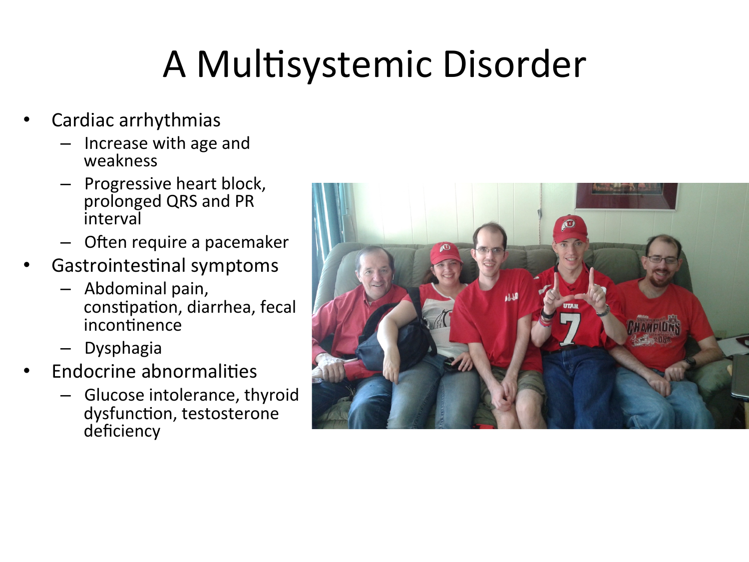# A Multisystemic Disorder

- Cardiac arrhythmias
  - Increase with age and weakness
  - Progressive heart block, prolonged QRS and PR interval
  - Often require a pacemaker
- Gastrointestinal symptoms
  - Abdominal pain, constipation, diarrhea, fecal incontinence
  - Dysphagia
- Endocrine abnormalities
  - Glucose intolerance, thyroid dysfunction, testosterone deficiency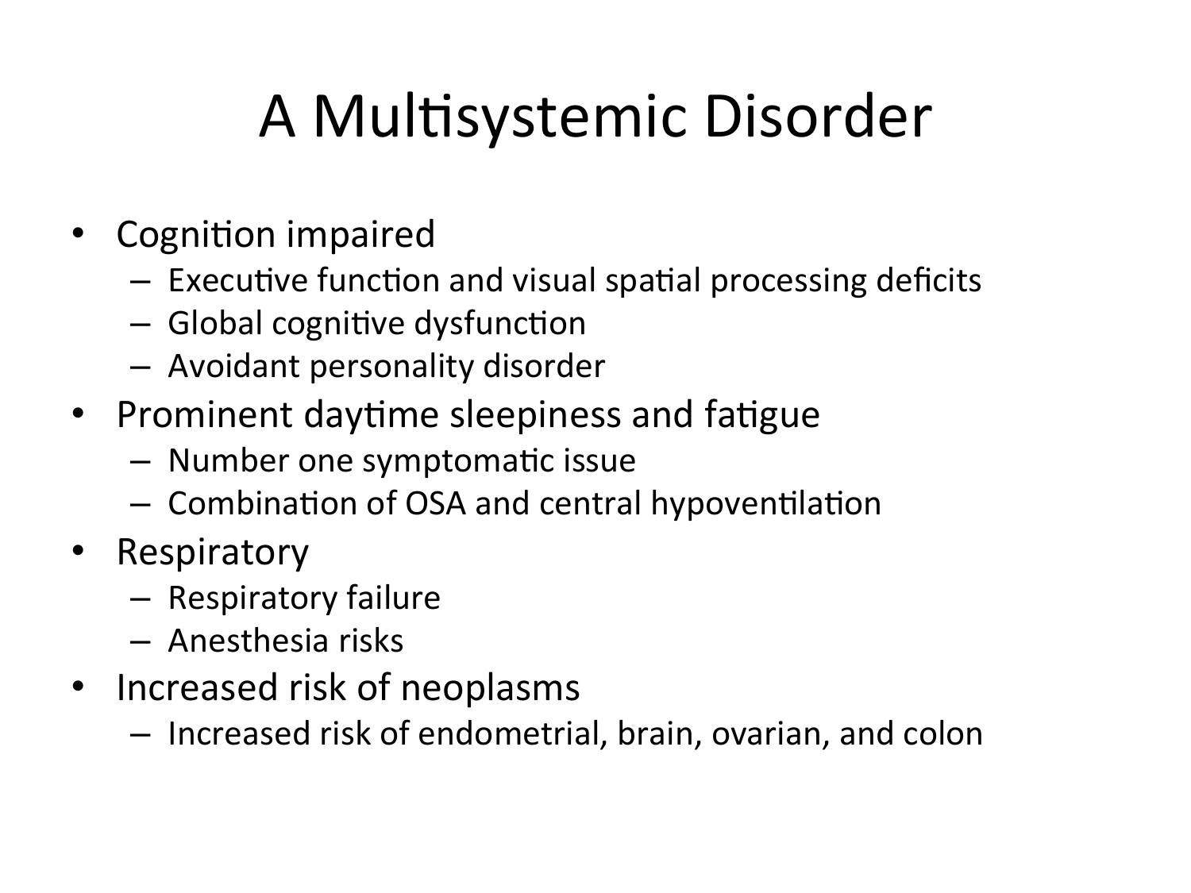# A Multisystemic Disorder

- Cognition impaired
  - Executive function and visual spatial processing deficits
  - Global cognitive dysfunction
  - Avoidant personality disorder
- Prominent daytime sleepiness and fatigue
  - Number one symptomatic issue
  - Combination of OSA and central hypoventilation
- Respiratory
  - Respiratory failure
  - Anesthesia risks
- Increased risk of neoplasms
  - Increased risk of endometrial, brain, ovarian, and colon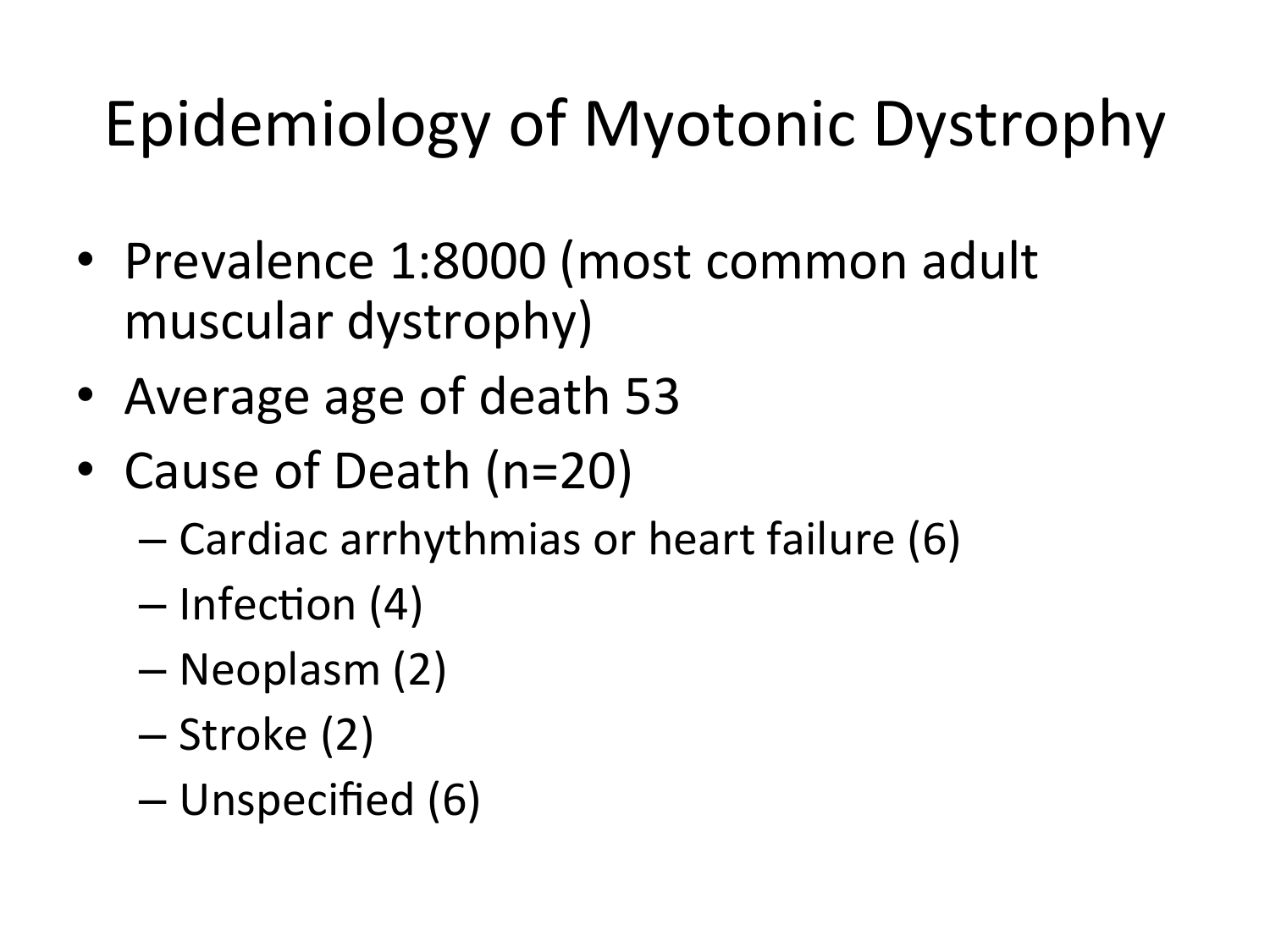# Epidemiology of Myotonic Dystrophy

- Prevalence 1:8000 (most common adult muscular dystrophy)
- Average age of death 53
- Cause of Death (n=20)
  - Cardiac arrhythmias or heart failure (6)
  - Infection (4)
  - Neoplasm (2)
  - Stroke (2)
  - Unspecified (6)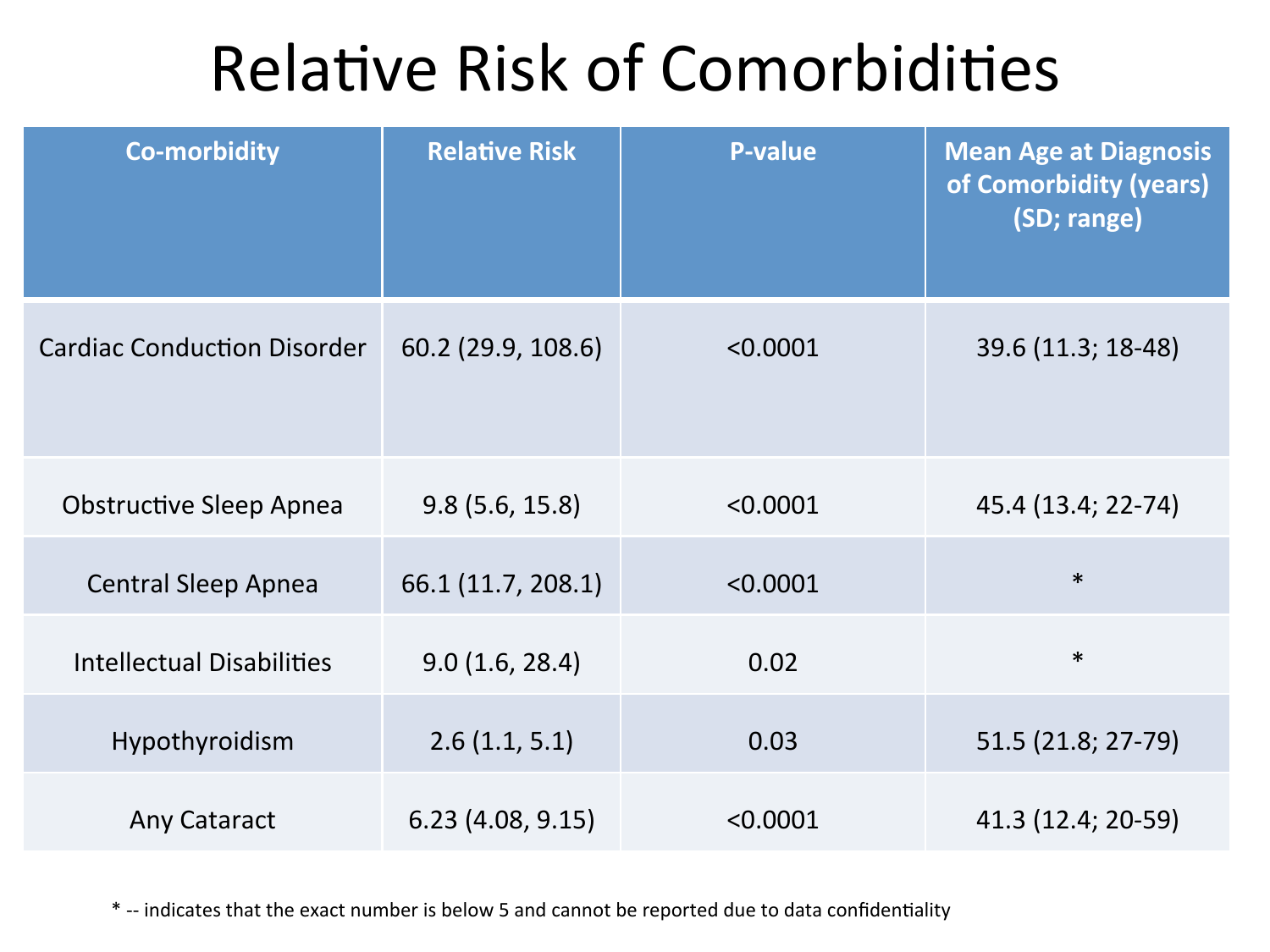# Relative Risk of Comorbidities

| Co-morbidity | Relative Risk | P-value | Mean Age at Diagnosis of Comorbidity (years) (SD; range) |
|---|---|---|---|
| Cardiac Conduction Disorder | 60.2 (29.9, 108.6) | <0.0001 | 39.6 (11.3; 18-48) |
| Obstructive Sleep Apnea | 9.8 (5.6, 15.8) | <0.0001 | 45.4 (13.4; 22-74) |
| Central Sleep Apnea | 66.1 (11.7, 208.1) | <0.0001 | * |
| Intellectual Disabilities | 9.0 (1.6, 28.4) | 0.02 | * |
| Hypothyroidism | 2.6 (1.1, 5.1) | 0.03 | 51.5 (21.8; 27-79) |
| Any Cataract | 6.23 (4.08, 9.15) | <0.0001 | 41.3 (12.4; 20-59) |

* -- indicates that the exact number is below 5 and cannot be reported due to data confidentiality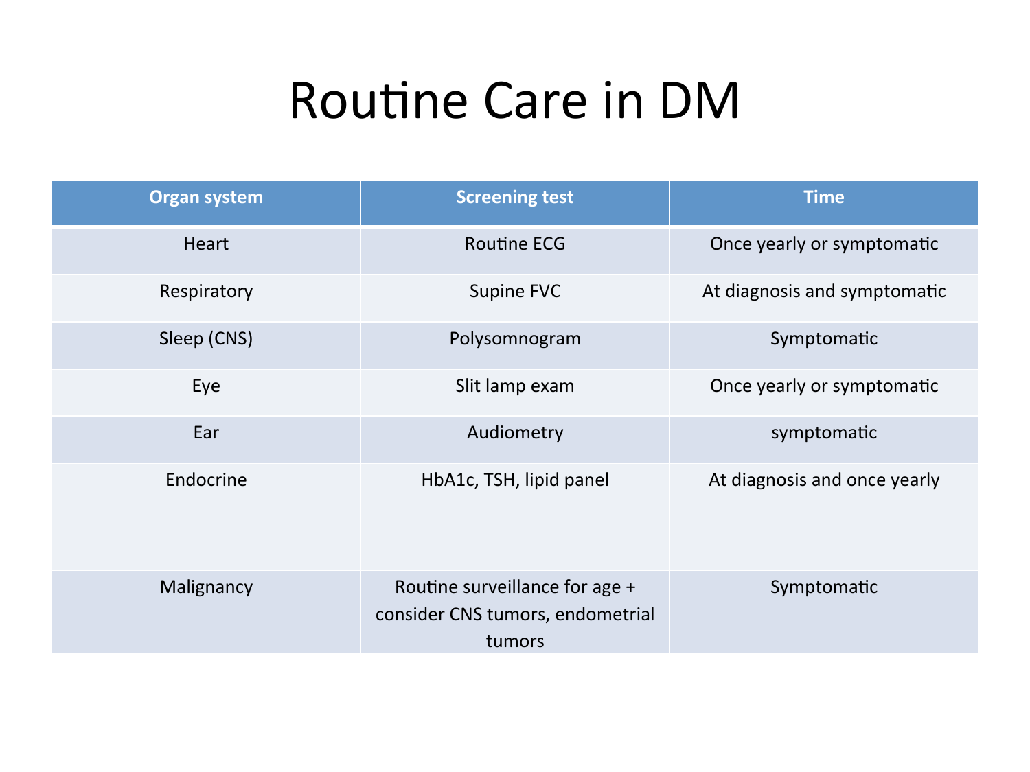# Routine Care in DM

| Organ system | Screening test | Time |
| --- | --- | --- |
| Heart | Routine ECG | Once yearly or symptomatic |
| Respiratory | Supine FVC | At diagnosis and symptomatic |
| Sleep (CNS) | Polysomnogram | Symptomatic |
| Eye | Slit lamp exam | Once yearly or symptomatic |
| Ear | Audiometry | symptomatic |
| Endocrine | HbA1c, TSH, lipid panel | At diagnosis and once yearly |
| Malignancy | Routine surveillance for age + consider CNS tumors, endometrial tumors | Symptomatic |